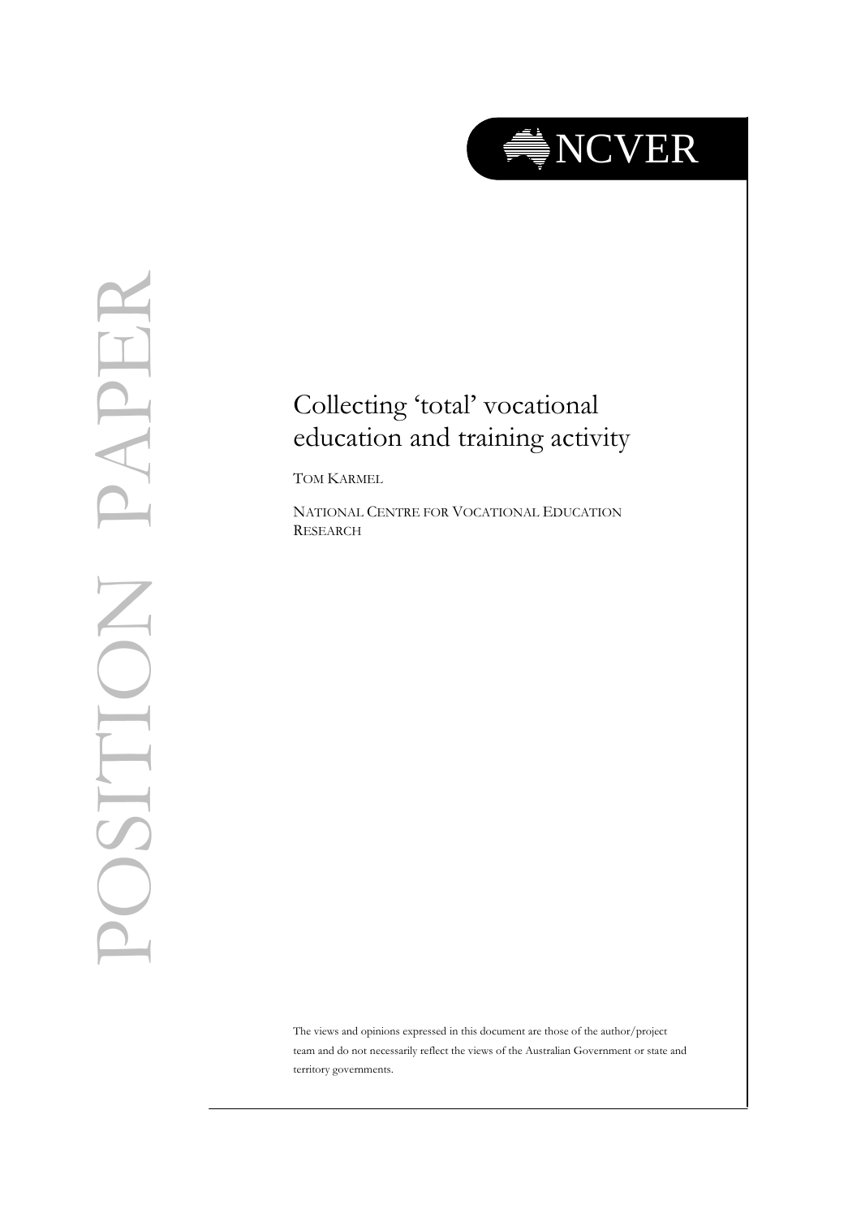NCVER

POSITION PAPER

# Collecting 'total' vocational education and training activity

TOM KARMEL

NATIONAL CENTRE FOR VOCATIONAL EDUCATION RESEARCH

The views and opinions expressed in this document are those of the author/project team and do not necessarily reflect the views of the Australian Government or state and territory governments.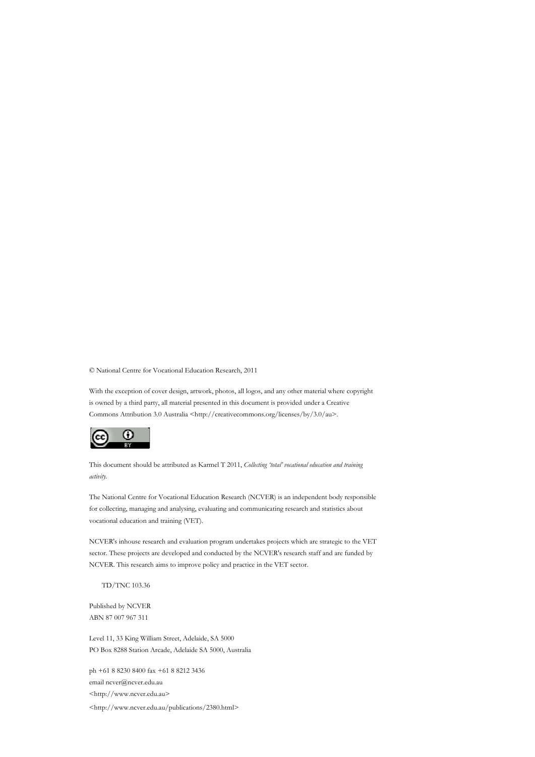© National Centre for Vocational Education Research, 2011

With the exception of cover design, artwork, photos, all logos, and any other material where copyright is owned by a third party, all material presented in this document is provided under a Creative Commons Attribution 3.0 Australia <http://creativecommons.org/licenses/by/3.0/au>.

This document should be attributed as Karmel T 2011, *Collecting 'total' vocational education and training activity*.

The National Centre for Vocational Education Research (NCVER) is an independent body responsible for collecting, managing and analysing, evaluating and communicating research and statistics about vocational education and training (VET).

NCVER's inhouse research and evaluation program undertakes projects which are strategic to the VET sector. These projects are developed and conducted by the NCVER's research staff and are funded by NCVER. This research aims to improve policy and practice in the VET sector.

TD/TNC 103.36

Published by NCVER
ABN 87 007 967 311

Level 11, 33 King William Street, Adelaide, SA 5000
PO Box 8288 Station Arcade, Adelaide SA 5000, Australia

ph +61 8 8230 8400 fax +61 8 8212 3436
email ncver@ncver.edu.au
<http://www.ncver.edu.au>
<http://www.ncver.edu.au/publications/2380.html>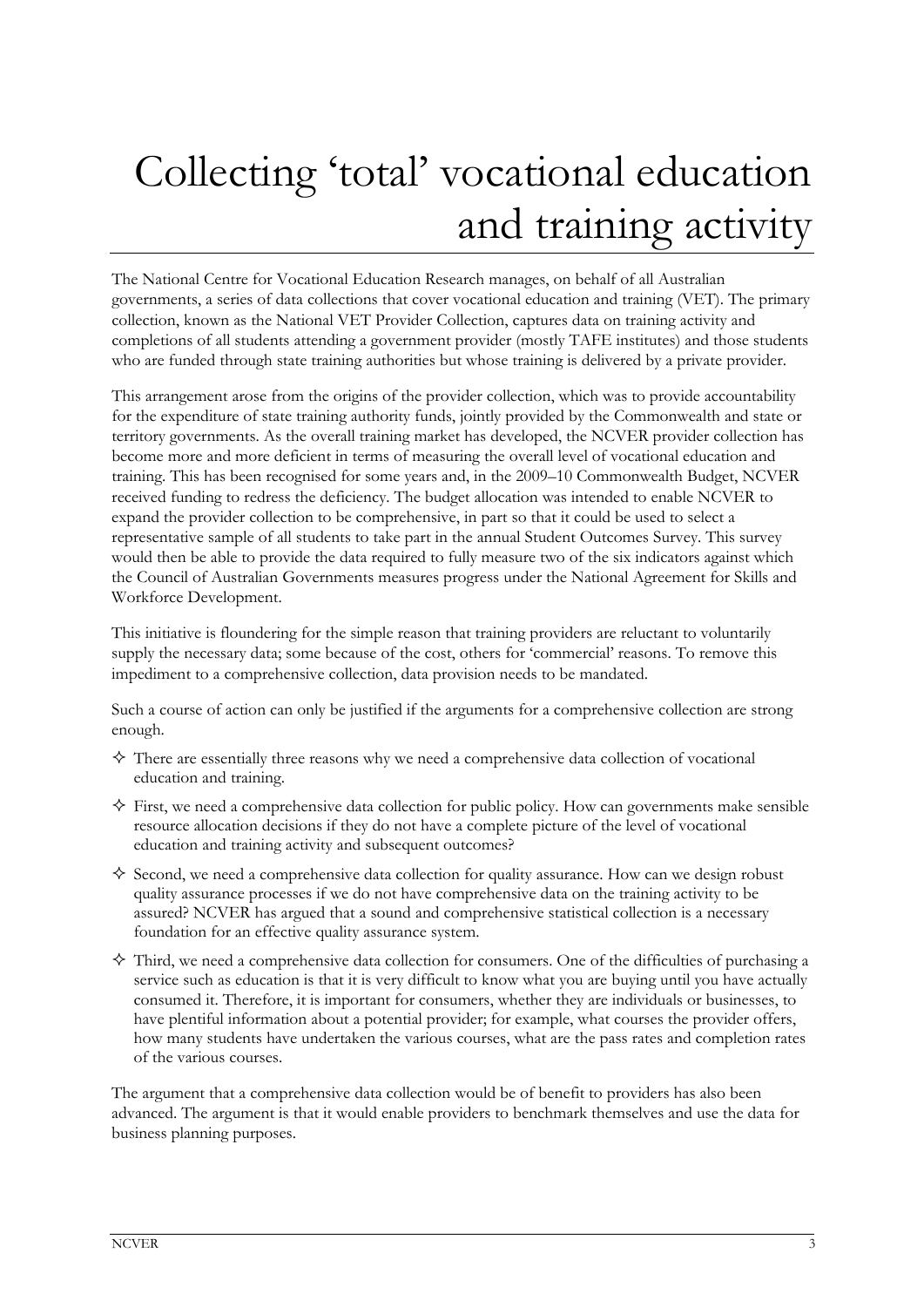# Collecting 'total' vocational education and training activity

The National Centre for Vocational Education Research manages, on behalf of all Australian governments, a series of data collections that cover vocational education and training (VET). The primary collection, known as the National VET Provider Collection, captures data on training activity and completions of all students attending a government provider (mostly TAFE institutes) and those students who are funded through state training authorities but whose training is delivered by a private provider.

This arrangement arose from the origins of the provider collection, which was to provide accountability for the expenditure of state training authority funds, jointly provided by the Commonwealth and state or territory governments. As the overall training market has developed, the NCVER provider collection has become more and more deficient in terms of measuring the overall level of vocational education and training. This has been recognised for some years and, in the 2009–10 Commonwealth Budget, NCVER received funding to redress the deficiency. The budget allocation was intended to enable NCVER to expand the provider collection to be comprehensive, in part so that it could be used to select a representative sample of all students to take part in the annual Student Outcomes Survey. This survey would then be able to provide the data required to fully measure two of the six indicators against which the Council of Australian Governments measures progress under the National Agreement for Skills and Workforce Development.

This initiative is floundering for the simple reason that training providers are reluctant to voluntarily supply the necessary data; some because of the cost, others for 'commercial' reasons. To remove this impediment to a comprehensive collection, data provision needs to be mandated.

Such a course of action can only be justified if the arguments for a comprehensive collection are strong enough.

- There are essentially three reasons why we need a comprehensive data collection of vocational education and training.
- First, we need a comprehensive data collection for public policy. How can governments make sensible resource allocation decisions if they do not have a complete picture of the level of vocational education and training activity and subsequent outcomes?
- Second, we need a comprehensive data collection for quality assurance. How can we design robust quality assurance processes if we do not have comprehensive data on the training activity to be assured? NCVER has argued that a sound and comprehensive statistical collection is a necessary foundation for an effective quality assurance system.
- Third, we need a comprehensive data collection for consumers. One of the difficulties of purchasing a service such as education is that it is very difficult to know what you are buying until you have actually consumed it. Therefore, it is important for consumers, whether they are individuals or businesses, to have plentiful information about a potential provider; for example, what courses the provider offers, how many students have undertaken the various courses, what are the pass rates and completion rates of the various courses.

The argument that a comprehensive data collection would be of benefit to providers has also been advanced. The argument is that it would enable providers to benchmark themselves and use the data for business planning purposes.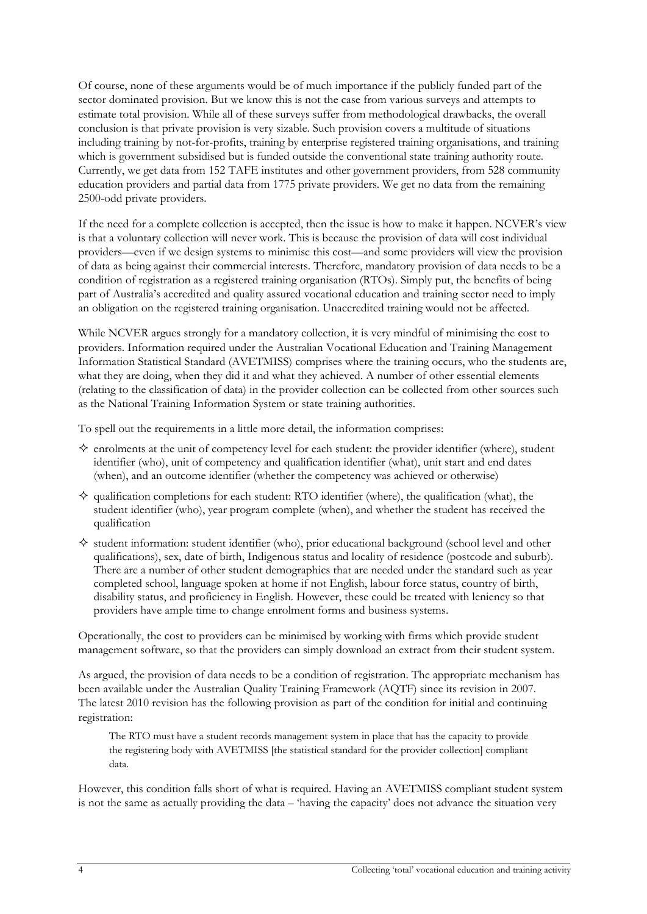Of course, none of these arguments would be of much importance if the publicly funded part of the sector dominated provision. But we know this is not the case from various surveys and attempts to estimate total provision. While all of these surveys suffer from methodological drawbacks, the overall conclusion is that private provision is very sizable. Such provision covers a multitude of situations including training by not-for-profits, training by enterprise registered training organisations, and training which is government subsidised but is funded outside the conventional state training authority route. Currently, we get data from 152 TAFE institutes and other government providers, from 528 community education providers and partial data from 1775 private providers. We get no data from the remaining 2500-odd private providers.

If the need for a complete collection is accepted, then the issue is how to make it happen. NCVER's view is that a voluntary collection will never work. This is because the provision of data will cost individual providers—even if we design systems to minimise this cost—and some providers will view the provision of data as being against their commercial interests. Therefore, mandatory provision of data needs to be a condition of registration as a registered training organisation (RTOs). Simply put, the benefits of being part of Australia's accredited and quality assured vocational education and training sector need to imply an obligation on the registered training organisation. Unaccredited training would not be affected.

While NCVER argues strongly for a mandatory collection, it is very mindful of minimising the cost to providers. Information required under the Australian Vocational Education and Training Management Information Statistical Standard (AVETMISS) comprises where the training occurs, who the students are, what they are doing, when they did it and what they achieved. A number of other essential elements (relating to the classification of data) in the provider collection can be collected from other sources such as the National Training Information System or state training authorities.

To spell out the requirements in a little more detail, the information comprises:

- enrolments at the unit of competency level for each student: the provider identifier (where), student identifier (who), unit of competency and qualification identifier (what), unit start and end dates (when), and an outcome identifier (whether the competency was achieved or otherwise)
- qualification completions for each student: RTO identifier (where), the qualification (what), the student identifier (who), year program complete (when), and whether the student has received the qualification
- student information: student identifier (who), prior educational background (school level and other qualifications), sex, date of birth, Indigenous status and locality of residence (postcode and suburb). There are a number of other student demographics that are needed under the standard such as year completed school, language spoken at home if not English, labour force status, country of birth, disability status, and proficiency in English. However, these could be treated with leniency so that providers have ample time to change enrolment forms and business systems.

Operationally, the cost to providers can be minimised by working with firms which provide student management software, so that the providers can simply download an extract from their student system.

As argued, the provision of data needs to be a condition of registration. The appropriate mechanism has been available under the Australian Quality Training Framework (AQTF) since its revision in 2007. The latest 2010 revision has the following provision as part of the condition for initial and continuing registration:

> The RTO must have a student records management system in place that has the capacity to provide the registering body with AVETMISS [the statistical standard for the provider collection] compliant data.

However, this condition falls short of what is required. Having an AVETMISS compliant student system is not the same as actually providing the data – 'having the capacity' does not advance the situation very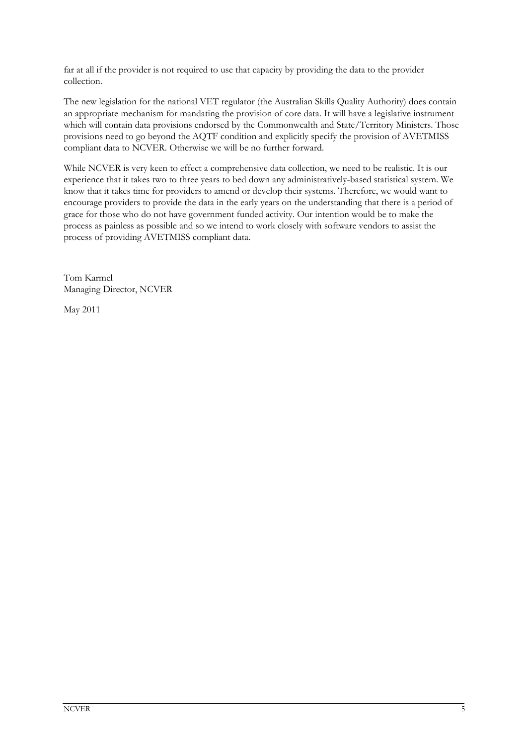far at all if the provider is not required to use that capacity by providing the data to the provider collection.

The new legislation for the national VET regulator (the Australian Skills Quality Authority) does contain an appropriate mechanism for mandating the provision of core data. It will have a legislative instrument which will contain data provisions endorsed by the Commonwealth and State/Territory Ministers. Those provisions need to go beyond the AQTF condition and explicitly specify the provision of AVETMISS compliant data to NCVER. Otherwise we will be no further forward.

While NCVER is very keen to effect a comprehensive data collection, we need to be realistic. It is our experience that it takes two to three years to bed down any administratively-based statistical system. We know that it takes time for providers to amend or develop their systems. Therefore, we would want to encourage providers to provide the data in the early years on the understanding that there is a period of grace for those who do not have government funded activity. Our intention would be to make the process as painless as possible and so we intend to work closely with software vendors to assist the process of providing AVETMISS compliant data.

Tom Karmel
Managing Director, NCVER

May 2011